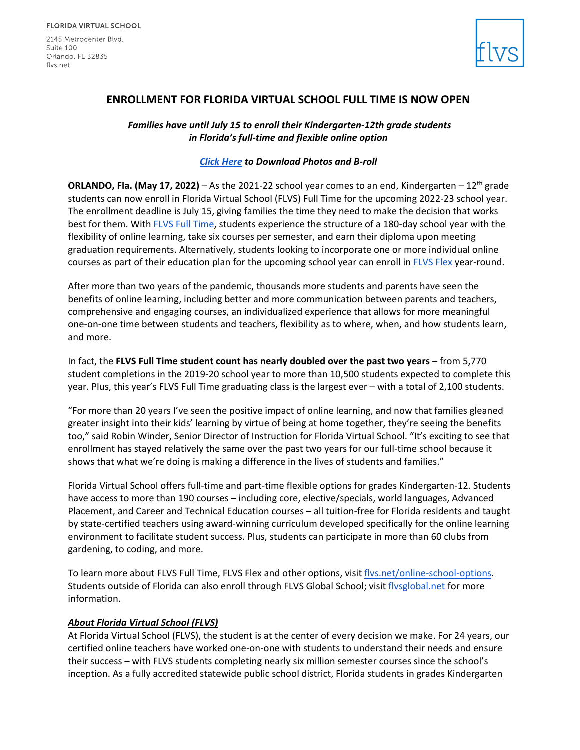FLORIDA VIRTUAL SCHOOL

2145 Metrocenter Blvd.
Suite 100
Orlando, FL 32835
flvs.net

# ENROLLMENT FOR FLORIDA VIRTUAL SCHOOL FULL TIME IS NOW OPEN

***Families have until July 15 to enroll their Kindergarten-12th grade students in Florida's full-time and flexible online option***

***Click Here to Download Photos and B-roll***

**ORLANDO, Fla. (May 17, 2022)** – As the 2021-22 school year comes to an end, Kindergarten – 12th grade students can now enroll in Florida Virtual School (FLVS) Full Time for the upcoming 2022-23 school year. The enrollment deadline is July 15, giving families the time they need to make the decision that works best for them. With FLVS Full Time, students experience the structure of a 180-day school year with the flexibility of online learning, take six courses per semester, and earn their diploma upon meeting graduation requirements. Alternatively, students looking to incorporate one or more individual online courses as part of their education plan for the upcoming school year can enroll in FLVS Flex year-round.

After more than two years of the pandemic, thousands more students and parents have seen the benefits of online learning, including better and more communication between parents and teachers, comprehensive and engaging courses, an individualized experience that allows for more meaningful one-on-one time between students and teachers, flexibility as to where, when, and how students learn, and more.

In fact, the **FLVS Full Time student count has nearly doubled over the past two years** – from 5,770 student completions in the 2019-20 school year to more than 10,500 students expected to complete this year. Plus, this year's FLVS Full Time graduating class is the largest ever – with a total of 2,100 students.

"For more than 20 years I've seen the positive impact of online learning, and now that families gleaned greater insight into their kids' learning by virtue of being at home together, they're seeing the benefits too," said Robin Winder, Senior Director of Instruction for Florida Virtual School. "It's exciting to see that enrollment has stayed relatively the same over the past two years for our full-time school because it shows that what we're doing is making a difference in the lives of students and families."

Florida Virtual School offers full-time and part-time flexible options for grades Kindergarten-12. Students have access to more than 190 courses – including core, elective/specials, world languages, Advanced Placement, and Career and Technical Education courses – all tuition-free for Florida residents and taught by state-certified teachers using award-winning curriculum developed specifically for the online learning environment to facilitate student success. Plus, students can participate in more than 60 clubs from gardening, to coding, and more.

To learn more about FLVS Full Time, FLVS Flex and other options, visit flvs.net/online-school-options. Students outside of Florida can also enroll through FLVS Global School; visit flvsglobal.net for more information.

***About Florida Virtual School (FLVS)***

At Florida Virtual School (FLVS), the student is at the center of every decision we make. For 24 years, our certified online teachers have worked one-on-one with students to understand their needs and ensure their success – with FLVS students completing nearly six million semester courses since the school's inception. As a fully accredited statewide public school district, Florida students in grades Kindergarten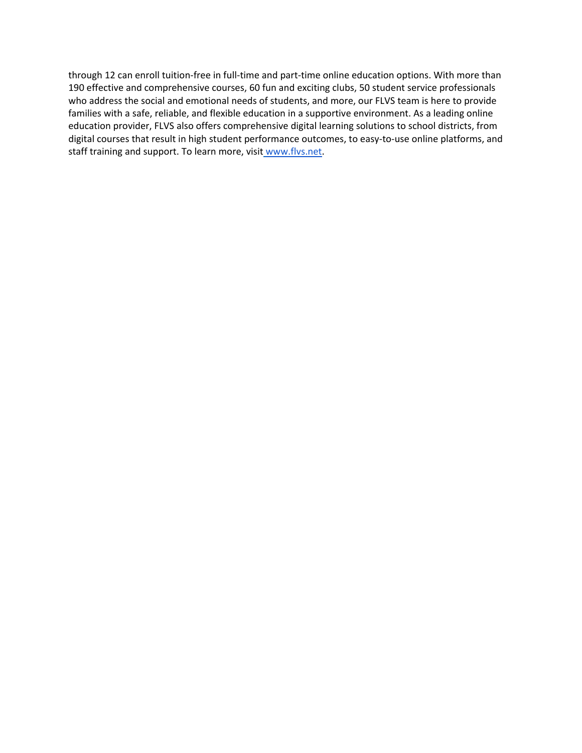through 12 can enroll tuition-free in full-time and part-time online education options. With more than 190 effective and comprehensive courses, 60 fun and exciting clubs, 50 student service professionals who address the social and emotional needs of students, and more, our FLVS team is here to provide families with a safe, reliable, and flexible education in a supportive environment. As a leading online education provider, FLVS also offers comprehensive digital learning solutions to school districts, from digital courses that result in high student performance outcomes, to easy-to-use online platforms, and staff training and support. To learn more, visit [www.flvs.net](http://www.flvs.net).